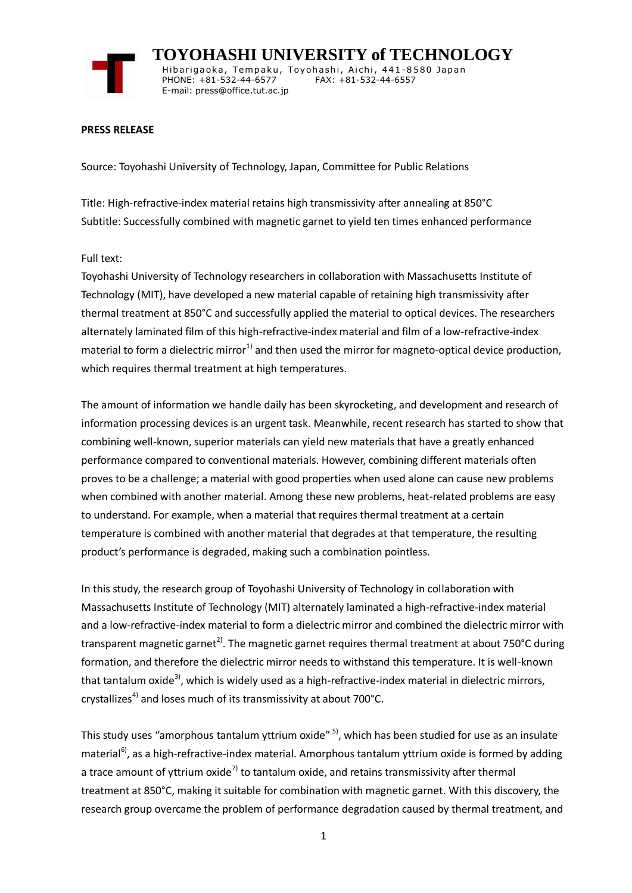# TOYOHASHI UNIVERSITY of TECHNOLOGY

Hibarigaoka, Tempaku, Toyohashi, Aichi, 441-8580 Japan
PHONE: +81-532-44-6577 FAX: +81-532-44-6557
E-mail: press@office.tut.ac.jp

**PRESS RELEASE**

Source: Toyohashi University of Technology, Japan, Committee for Public Relations

Title: High-refractive-index material retains high transmissivity after annealing at 850°C
Subtitle: Successfully combined with magnetic garnet to yield ten times enhanced performance

Full text:
Toyohashi University of Technology researchers in collaboration with Massachusetts Institute of Technology (MIT), have developed a new material capable of retaining high transmissivity after thermal treatment at 850°C and successfully applied the material to optical devices. The researchers alternately laminated film of this high-refractive-index material and film of a low-refractive-index material to form a dielectric mirror[1)] and then used the mirror for magneto-optical device production, which requires thermal treatment at high temperatures.

The amount of information we handle daily has been skyrocketing, and development and research of information processing devices is an urgent task. Meanwhile, recent research has started to show that combining well-known, superior materials can yield new materials that have a greatly enhanced performance compared to conventional materials. However, combining different materials often proves to be a challenge; a material with good properties when used alone can cause new problems when combined with another material. Among these new problems, heat-related problems are easy to understand. For example, when a material that requires thermal treatment at a certain temperature is combined with another material that degrades at that temperature, the resulting product's performance is degraded, making such a combination pointless.

In this study, the research group of Toyohashi University of Technology in collaboration with Massachusetts Institute of Technology (MIT) alternately laminated a high-refractive-index material and a low-refractive-index material to form a dielectric mirror and combined the dielectric mirror with transparent magnetic garnet[2)]. The magnetic garnet requires thermal treatment at about 750°C during formation, and therefore the dielectric mirror needs to withstand this temperature. It is well-known that tantalum oxide[3)], which is widely used as a high-refractive-index material in dielectric mirrors, crystallizes[4)] and loses much of its transmissivity at about 700°C.

This study uses "amorphous tantalum yttrium oxide" [5)], which has been studied for use as an insulate material[6)], as a high-refractive-index material. Amorphous tantalum yttrium oxide is formed by adding a trace amount of yttrium oxide[7)] to tantalum oxide, and retains transmissivity after thermal treatment at 850°C, making it suitable for combination with magnetic garnet. With this discovery, the research group overcame the problem of performance degradation caused by thermal treatment, and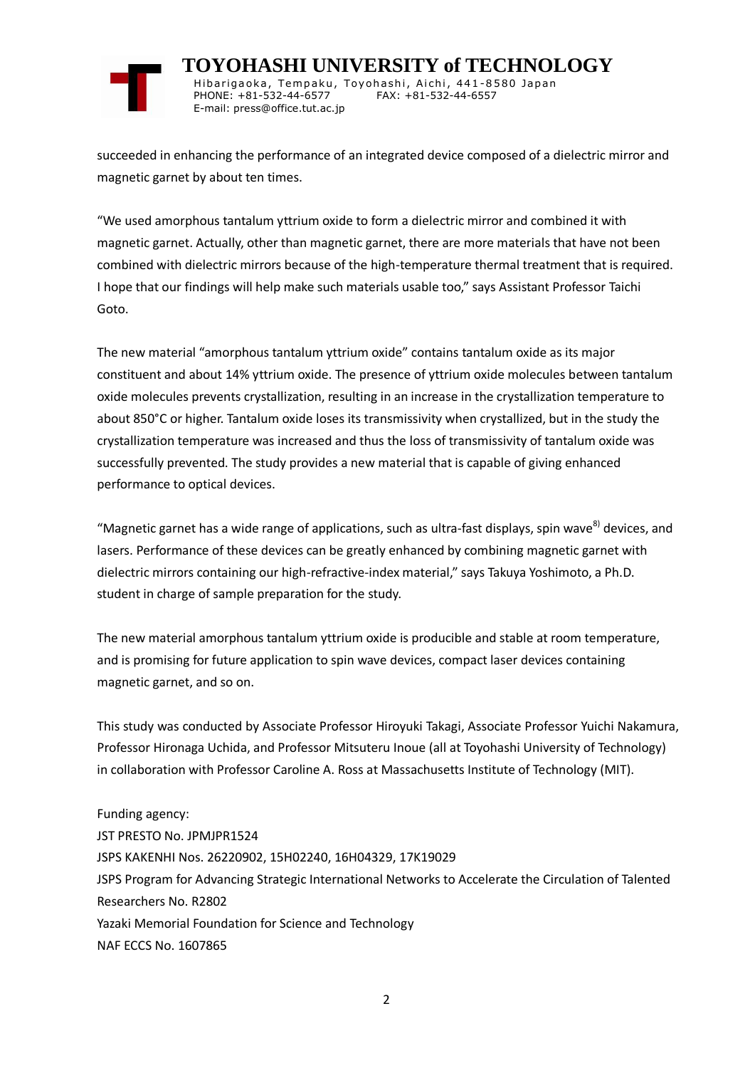succeeded in enhancing the performance of an integrated device composed of a dielectric mirror and magnetic garnet by about ten times.

“We used amorphous tantalum yttrium oxide to form a dielectric mirror and combined it with magnetic garnet. Actually, other than magnetic garnet, there are more materials that have not been combined with dielectric mirrors because of the high-temperature thermal treatment that is required. I hope that our findings will help make such materials usable too,” says Assistant Professor Taichi Goto.

The new material “amorphous tantalum yttrium oxide” contains tantalum oxide as its major constituent and about 14% yttrium oxide. The presence of yttrium oxide molecules between tantalum oxide molecules prevents crystallization, resulting in an increase in the crystallization temperature to about 850°C or higher. Tantalum oxide loses its transmissivity when crystallized, but in the study the crystallization temperature was increased and thus the loss of transmissivity of tantalum oxide was successfully prevented. The study provides a new material that is capable of giving enhanced performance to optical devices.

“Magnetic garnet has a wide range of applications, such as ultra-fast displays, spin wave[8) ]devices, and lasers. Performance of these devices can be greatly enhanced by combining magnetic garnet with dielectric mirrors containing our high-refractive-index material,” says Takuya Yoshimoto, a Ph.D. student in charge of sample preparation for the study.

The new material amorphous tantalum yttrium oxide is producible and stable at room temperature, and is promising for future application to spin wave devices, compact laser devices containing magnetic garnet, and so on.

This study was conducted by Associate Professor Hiroyuki Takagi, Associate Professor Yuichi Nakamura, Professor Hironaga Uchida, and Professor Mitsuteru Inoue (all at Toyohashi University of Technology) in collaboration with Professor Caroline A. Ross at Massachusetts Institute of Technology (MIT).

Funding agency:
JST PRESTO No. JPMJPR1524
JSPS KAKENHI Nos. 26220902, 15H02240, 16H04329, 17K19029
JSPS Program for Advancing Strategic International Networks to Accelerate the Circulation of Talented Researchers No. R2802
Yazaki Memorial Foundation for Science and Technology
NAF ECCS No. 1607865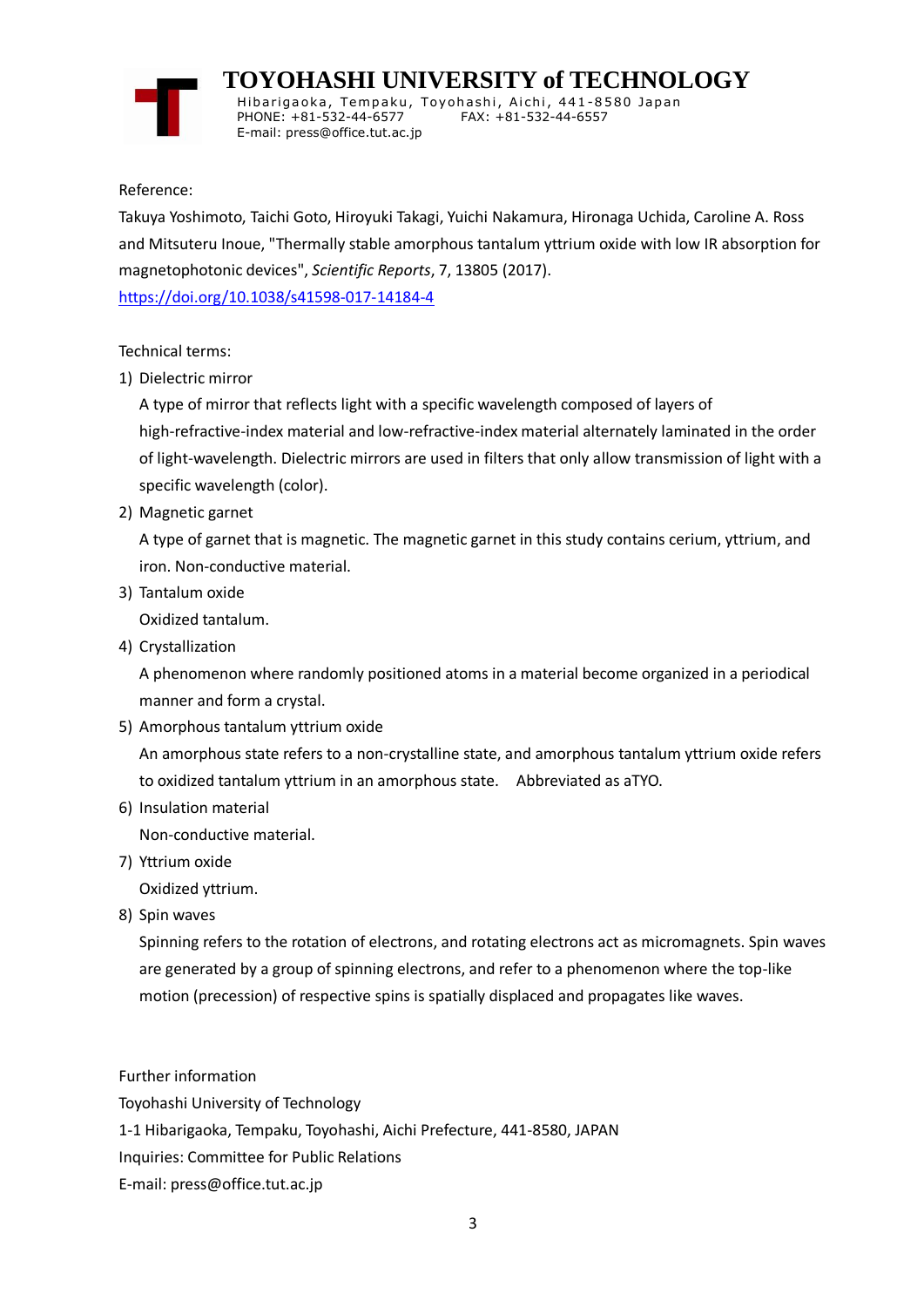Reference:

Takuya Yoshimoto, Taichi Goto, Hiroyuki Takagi, Yuichi Nakamura, Hironaga Uchida, Caroline A. Ross and Mitsuteru Inoue, "Thermally stable amorphous tantalum yttrium oxide with low IR absorption for magnetophotonic devices", *Scientific Reports*, 7, 13805 (2017).

https://doi.org/10.1038/s41598-017-14184-4

Technical terms:

1) Dielectric mirror

   A type of mirror that reflects light with a specific wavelength composed of layers of high-refractive-index material and low-refractive-index material alternately laminated in the order of light-wavelength. Dielectric mirrors are used in filters that only allow transmission of light with a specific wavelength (color).

2) Magnetic garnet

   A type of garnet that is magnetic. The magnetic garnet in this study contains cerium, yttrium, and iron. Non-conductive material.

3) Tantalum oxide

   Oxidized tantalum.

4) Crystallization

   A phenomenon where randomly positioned atoms in a material become organized in a periodical manner and form a crystal.

5) Amorphous tantalum yttrium oxide

   An amorphous state refers to a non-crystalline state, and amorphous tantalum yttrium oxide refers to oxidized tantalum yttrium in an amorphous state. Abbreviated as aTYO.

6) Insulation material

   Non-conductive material.

7) Yttrium oxide

   Oxidized yttrium.

8) Spin waves

   Spinning refers to the rotation of electrons, and rotating electrons act as micromagnets. Spin waves are generated by a group of spinning electrons, and refer to a phenomenon where the top-like motion (precession) of respective spins is spatially displaced and propagates like waves.

Further information

Toyohashi University of Technology

1-1 Hibarigaoka, Tempaku, Toyohashi, Aichi Prefecture, 441-8580, JAPAN

Inquiries: Committee for Public Relations

E-mail: press@office.tut.ac.jp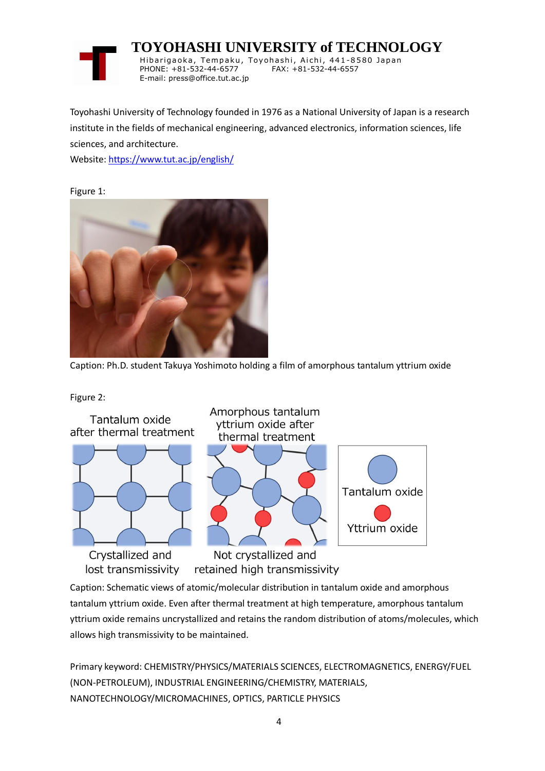# TOYOHASHI UNIVERSITY of TECHNOLOGY

Hibarigaoka, Tempaku, Toyohashi, Aichi, 441-8580 Japan
PHONE: +81-532-44-6577 FAX: +81-532-44-6557
E-mail: press@office.tut.ac.jp

Toyohashi University of Technology founded in 1976 as a National University of Japan is a research institute in the fields of mechanical engineering, advanced electronics, information sciences, life sciences, and architecture.

Website: https://www.tut.ac.jp/english/

Figure 1:

Caption: Ph.D. student Takuya Yoshimoto holding a film of amorphous tantalum yttrium oxide

Figure 2:

Tantalum oxide after thermal treatment

Amorphous tantalum yttrium oxide after thermal treatment

Tantalum oxide

Yttrium oxide

Crystallized and lost transmissivity

Not crystallized and retained high transmissivity

Caption: Schematic views of atomic/molecular distribution in tantalum oxide and amorphous tantalum yttrium oxide. Even after thermal treatment at high temperature, amorphous tantalum yttrium oxide remains uncrystallized and retains the random distribution of atoms/molecules, which allows high transmissivity to be maintained.

Primary keyword: CHEMISTRY/PHYSICS/MATERIALS SCIENCES, ELECTROMAGNETICS, ENERGY/FUEL (NON-PETROLEUM), INDUSTRIAL ENGINEERING/CHEMISTRY, MATERIALS, NANOTECHNOLOGY/MICROMACHINES, OPTICS, PARTICLE PHYSICS